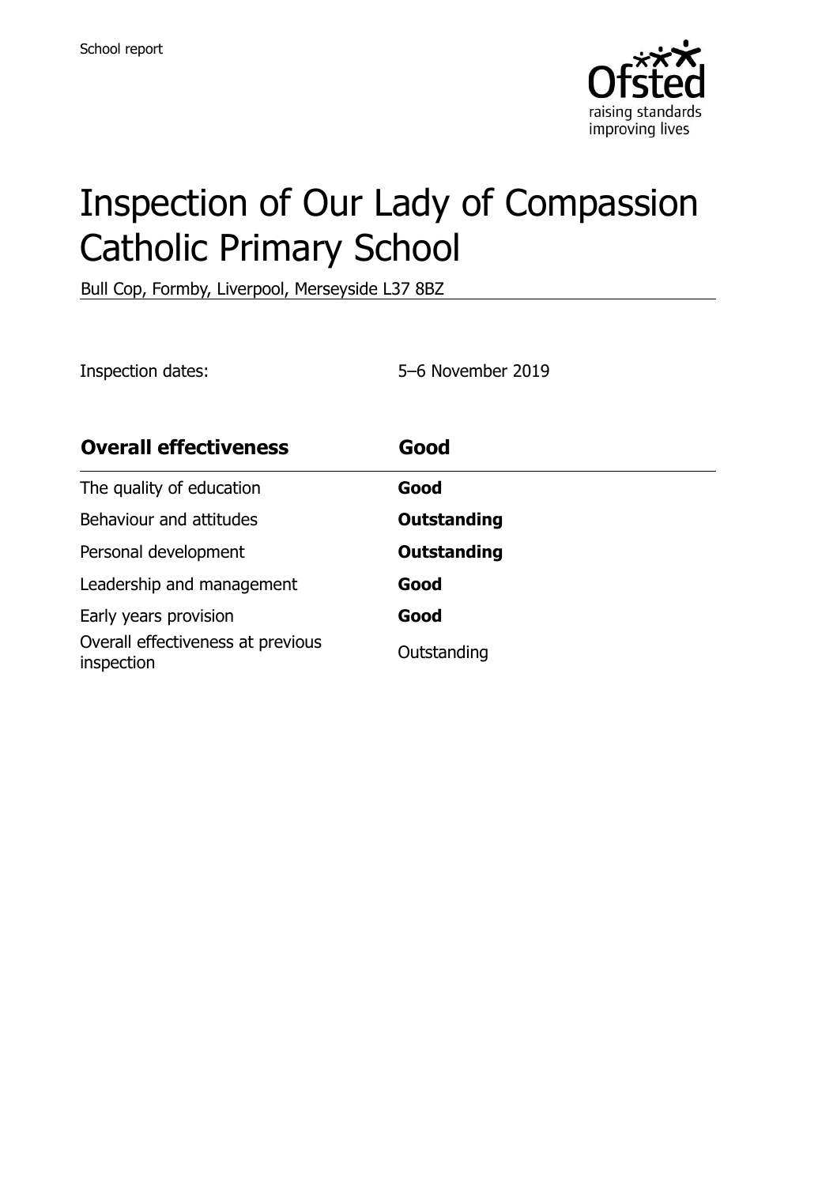School report

# Inspection of Our Lady of Compassion Catholic Primary School

Bull Cop, Formby, Liverpool, Merseyside L37 8BZ

Inspection dates: 5–6 November 2019

| **Overall effectiveness** | **Good** |
| --- | --- |
| The quality of education | **Good** |
| Behaviour and attitudes | **Outstanding** |
| Personal development | **Outstanding** |
| Leadership and management | **Good** |
| Early years provision | **Good** |
| Overall effectiveness at previous inspection | Outstanding |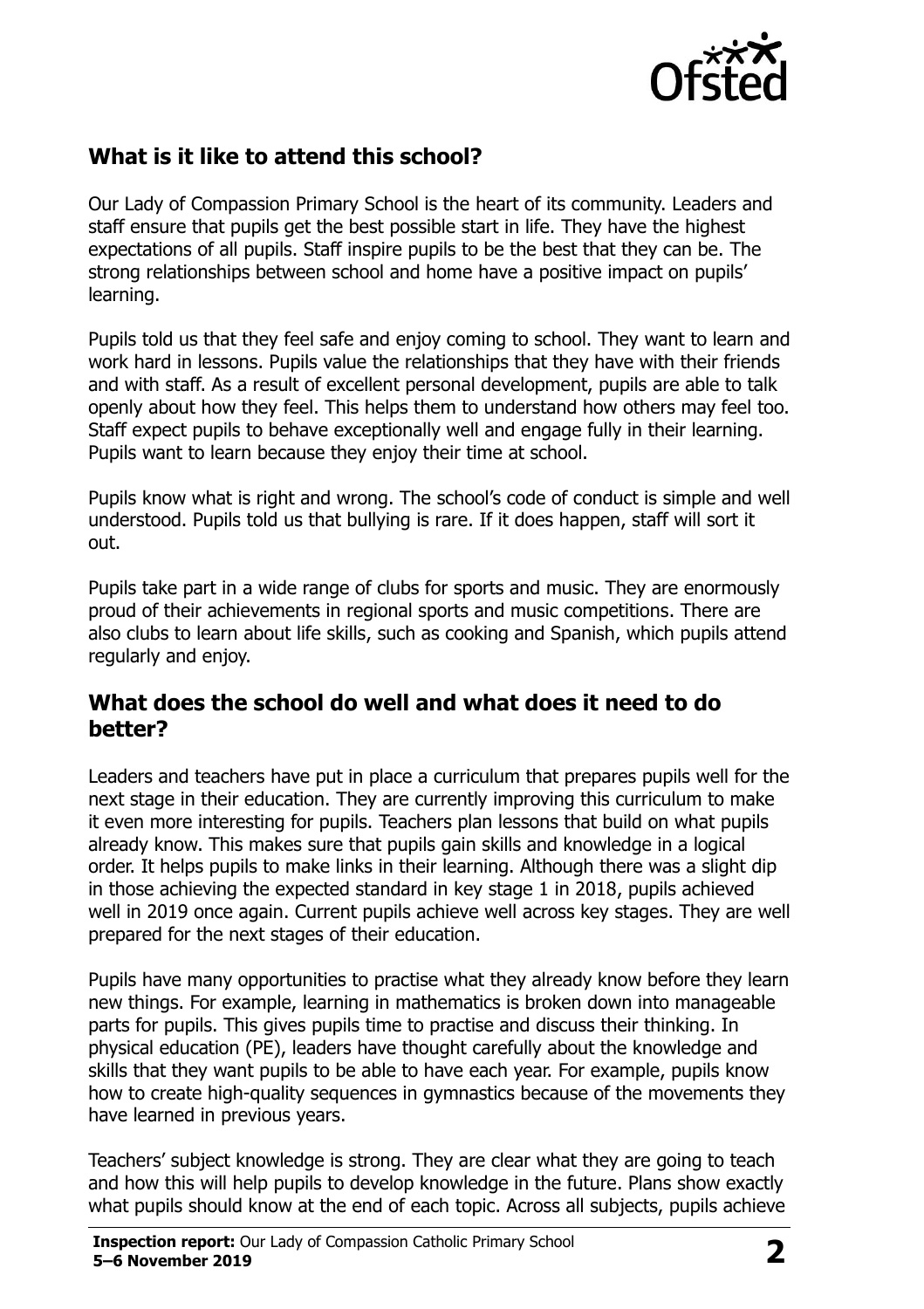## What is it like to attend this school?

Our Lady of Compassion Primary School is the heart of its community. Leaders and staff ensure that pupils get the best possible start in life. They have the highest expectations of all pupils. Staff inspire pupils to be the best that they can be. The strong relationships between school and home have a positive impact on pupils' learning.

Pupils told us that they feel safe and enjoy coming to school. They want to learn and work hard in lessons. Pupils value the relationships that they have with their friends and with staff. As a result of excellent personal development, pupils are able to talk openly about how they feel. This helps them to understand how others may feel too. Staff expect pupils to behave exceptionally well and engage fully in their learning. Pupils want to learn because they enjoy their time at school.

Pupils know what is right and wrong. The school's code of conduct is simple and well understood. Pupils told us that bullying is rare. If it does happen, staff will sort it out.

Pupils take part in a wide range of clubs for sports and music. They are enormously proud of their achievements in regional sports and music competitions. There are also clubs to learn about life skills, such as cooking and Spanish, which pupils attend regularly and enjoy.

## What does the school do well and what does it need to do better?

Leaders and teachers have put in place a curriculum that prepares pupils well for the next stage in their education. They are currently improving this curriculum to make it even more interesting for pupils. Teachers plan lessons that build on what pupils already know. This makes sure that pupils gain skills and knowledge in a logical order. It helps pupils to make links in their learning. Although there was a slight dip in those achieving the expected standard in key stage 1 in 2018, pupils achieved well in 2019 once again. Current pupils achieve well across key stages. They are well prepared for the next stages of their education.

Pupils have many opportunities to practise what they already know before they learn new things. For example, learning in mathematics is broken down into manageable parts for pupils. This gives pupils time to practise and discuss their thinking. In physical education (PE), leaders have thought carefully about the knowledge and skills that they want pupils to be able to have each year. For example, pupils know how to create high-quality sequences in gymnastics because of the movements they have learned in previous years.

Teachers' subject knowledge is strong. They are clear what they are going to teach and how this will help pupils to develop knowledge in the future. Plans show exactly what pupils should know at the end of each topic. Across all subjects, pupils achieve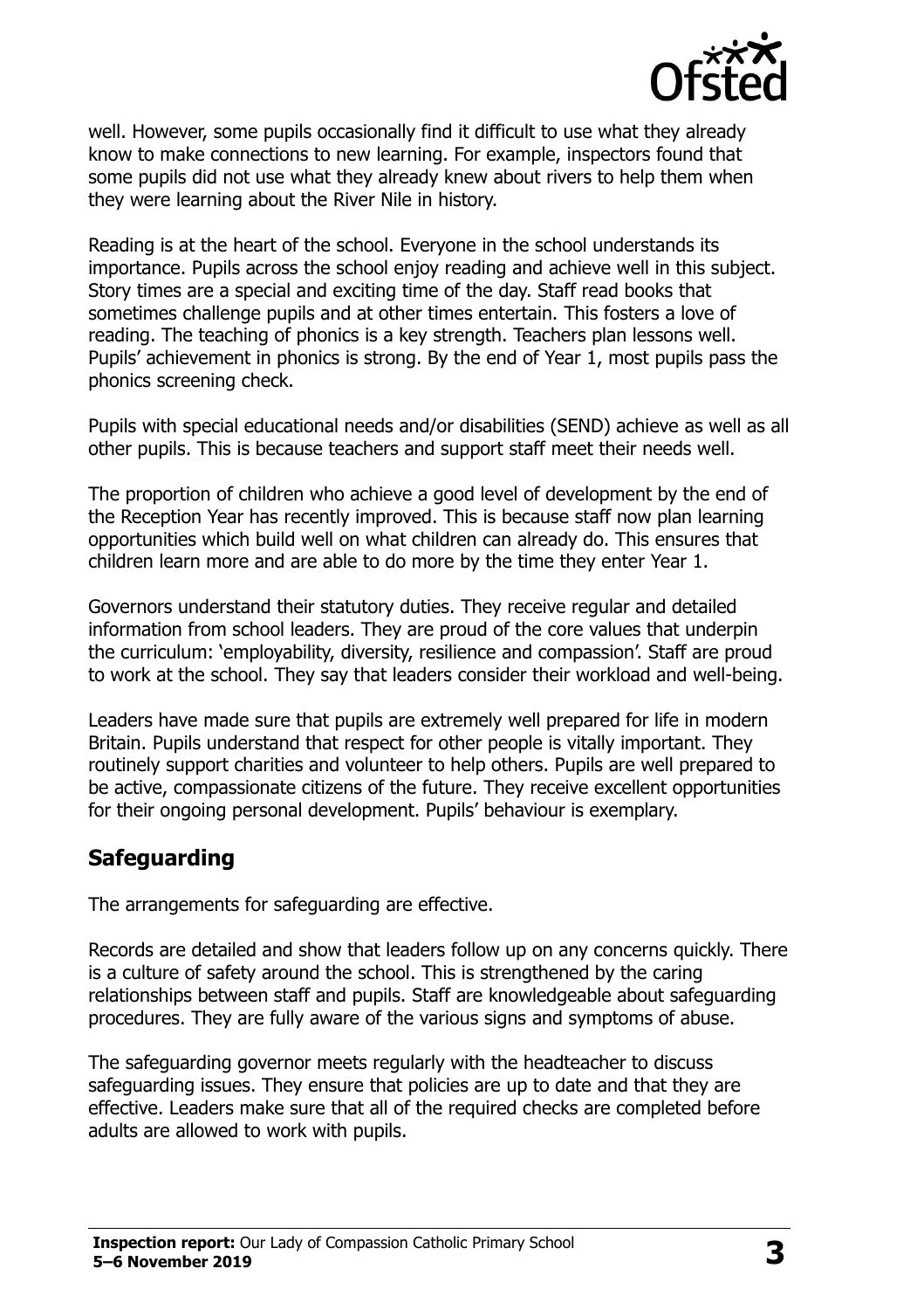well. However, some pupils occasionally find it difficult to use what they already know to make connections to new learning. For example, inspectors found that some pupils did not use what they already knew about rivers to help them when they were learning about the River Nile in history.

Reading is at the heart of the school. Everyone in the school understands its importance. Pupils across the school enjoy reading and achieve well in this subject. Story times are a special and exciting time of the day. Staff read books that sometimes challenge pupils and at other times entertain. This fosters a love of reading. The teaching of phonics is a key strength. Teachers plan lessons well. Pupils' achievement in phonics is strong. By the end of Year 1, most pupils pass the phonics screening check.

Pupils with special educational needs and/or disabilities (SEND) achieve as well as all other pupils. This is because teachers and support staff meet their needs well.

The proportion of children who achieve a good level of development by the end of the Reception Year has recently improved. This is because staff now plan learning opportunities which build well on what children can already do. This ensures that children learn more and are able to do more by the time they enter Year 1.

Governors understand their statutory duties. They receive regular and detailed information from school leaders. They are proud of the core values that underpin the curriculum: 'employability, diversity, resilience and compassion'. Staff are proud to work at the school. They say that leaders consider their workload and well-being.

Leaders have made sure that pupils are extremely well prepared for life in modern Britain. Pupils understand that respect for other people is vitally important. They routinely support charities and volunteer to help others. Pupils are well prepared to be active, compassionate citizens of the future. They receive excellent opportunities for their ongoing personal development. Pupils' behaviour is exemplary.

## Safeguarding

The arrangements for safeguarding are effective.

Records are detailed and show that leaders follow up on any concerns quickly. There is a culture of safety around the school. This is strengthened by the caring relationships between staff and pupils. Staff are knowledgeable about safeguarding procedures. They are fully aware of the various signs and symptoms of abuse.

The safeguarding governor meets regularly with the headteacher to discuss safeguarding issues. They ensure that policies are up to date and that they are effective. Leaders make sure that all of the required checks are completed before adults are allowed to work with pupils.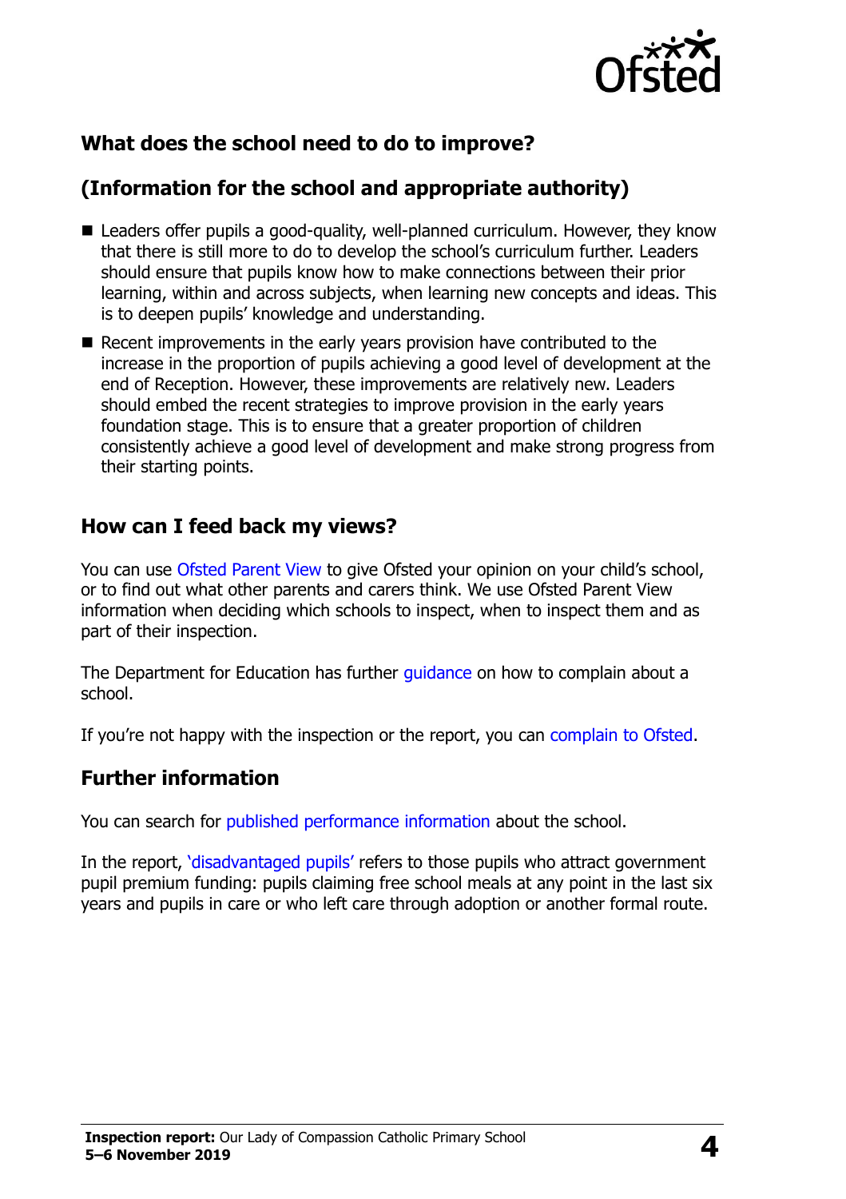## What does the school need to do to improve?

## (Information for the school and appropriate authority)

- Leaders offer pupils a good-quality, well-planned curriculum. However, they know that there is still more to do to develop the school's curriculum further. Leaders should ensure that pupils know how to make connections between their prior learning, within and across subjects, when learning new concepts and ideas. This is to deepen pupils' knowledge and understanding.
- Recent improvements in the early years provision have contributed to the increase in the proportion of pupils achieving a good level of development at the end of Reception. However, these improvements are relatively new. Leaders should embed the recent strategies to improve provision in the early years foundation stage. This is to ensure that a greater proportion of children consistently achieve a good level of development and make strong progress from their starting points.

## How can I feed back my views?

You can use Ofsted Parent View to give Ofsted your opinion on your child's school, or to find out what other parents and carers think. We use Ofsted Parent View information when deciding which schools to inspect, when to inspect them and as part of their inspection.

The Department for Education has further guidance on how to complain about a school.

If you're not happy with the inspection or the report, you can complain to Ofsted.

## Further information

You can search for published performance information about the school.

In the report, 'disadvantaged pupils' refers to those pupils who attract government pupil premium funding: pupils claiming free school meals at any point in the last six years and pupils in care or who left care through adoption or another formal route.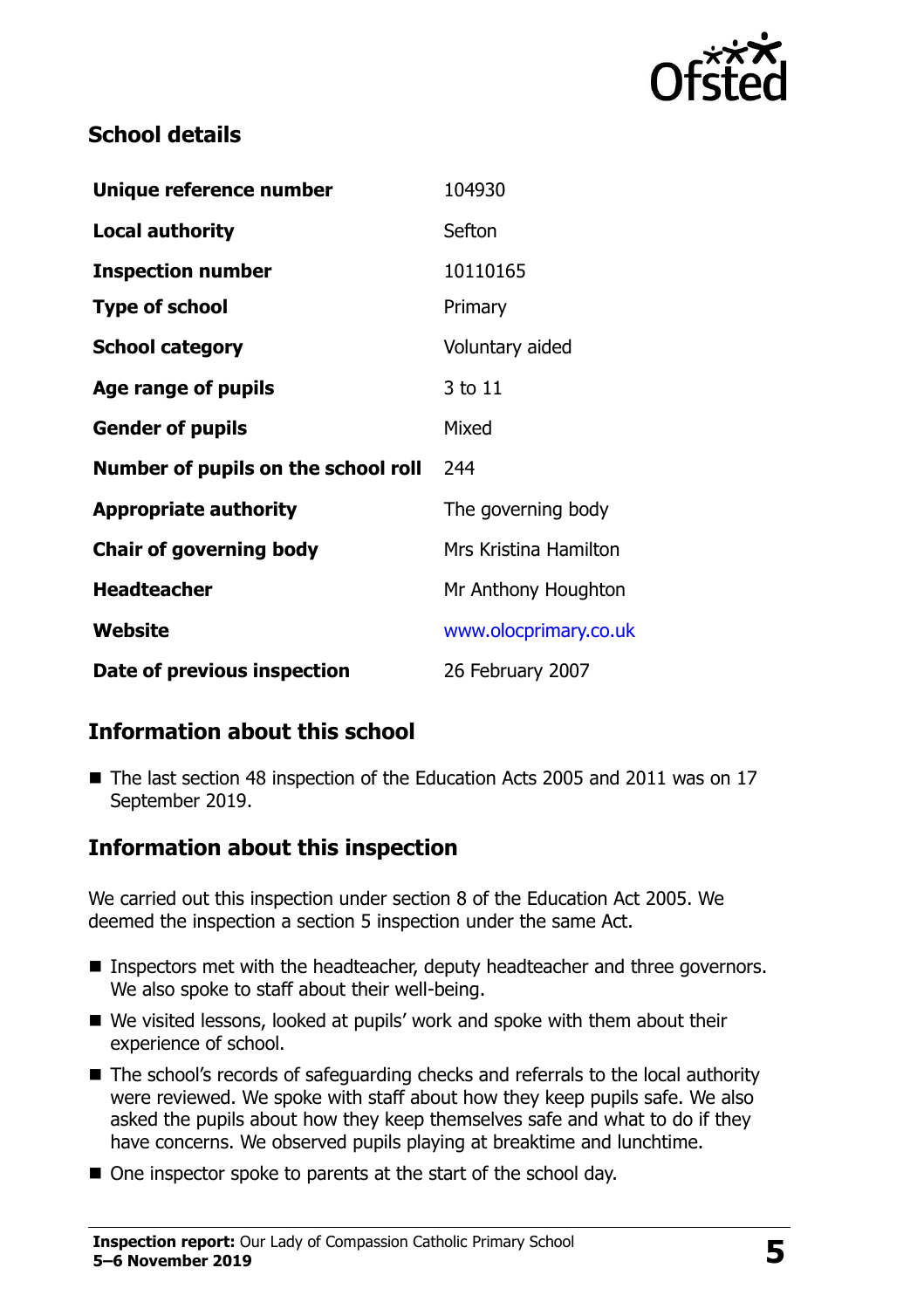## School details

| | |
|---|---|
| **Unique reference number** | 104930 |
| **Local authority** | Sefton |
| **Inspection number** | 10110165 |
| **Type of school** | Primary |
| **School category** | Voluntary aided |
| **Age range of pupils** | 3 to 11 |
| **Gender of pupils** | Mixed |
| **Number of pupils on the school roll** | 244 |
| **Appropriate authority** | The governing body |
| **Chair of governing body** | Mrs Kristina Hamilton |
| **Headteacher** | Mr Anthony Houghton |
| **Website** | www.olocprimary.co.uk |
| **Date of previous inspection** | 26 February 2007 |

## Information about this school

- The last section 48 inspection of the Education Acts 2005 and 2011 was on 17 September 2019.

## Information about this inspection

We carried out this inspection under section 8 of the Education Act 2005. We deemed the inspection a section 5 inspection under the same Act.

- Inspectors met with the headteacher, deputy headteacher and three governors. We also spoke to staff about their well-being.
- We visited lessons, looked at pupils' work and spoke with them about their experience of school.
- The school's records of safeguarding checks and referrals to the local authority were reviewed. We spoke with staff about how they keep pupils safe. We also asked the pupils about how they keep themselves safe and what to do if they have concerns. We observed pupils playing at breaktime and lunchtime.
- One inspector spoke to parents at the start of the school day.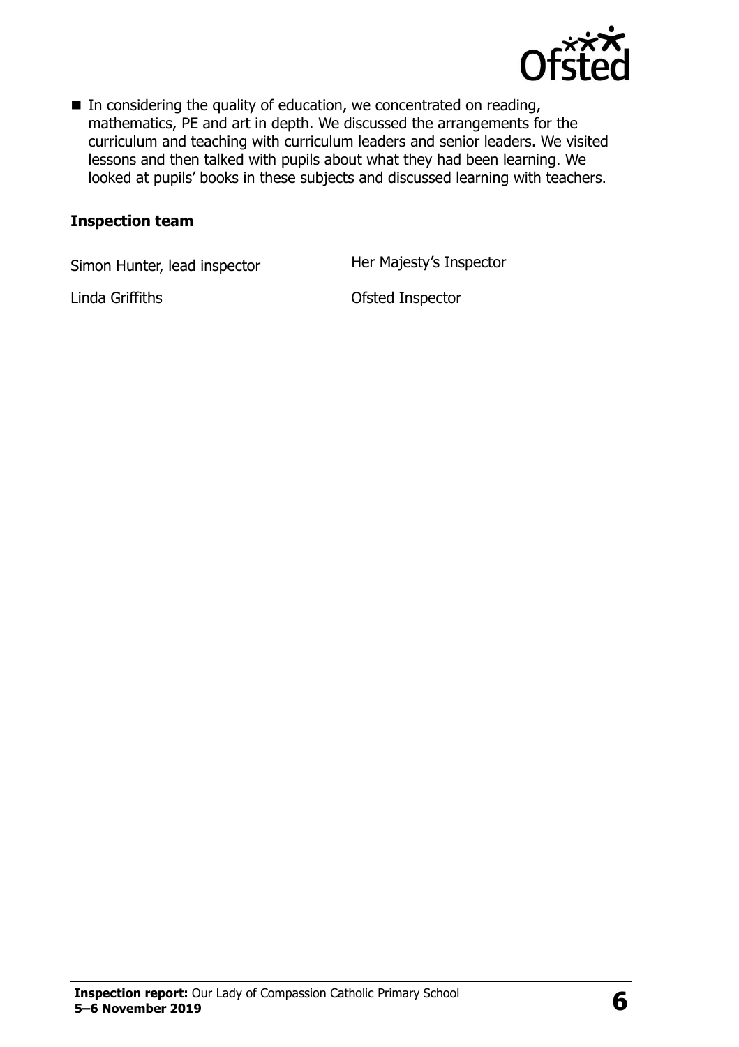- In considering the quality of education, we concentrated on reading, mathematics, PE and art in depth. We discussed the arrangements for the curriculum and teaching with curriculum leaders and senior leaders. We visited lessons and then talked with pupils about what they had been learning. We looked at pupils' books in these subjects and discussed learning with teachers.

### Inspection team

| | |
|---|---|
| Simon Hunter, lead inspector | Her Majesty's Inspector |
| Linda Griffiths | Ofsted Inspector |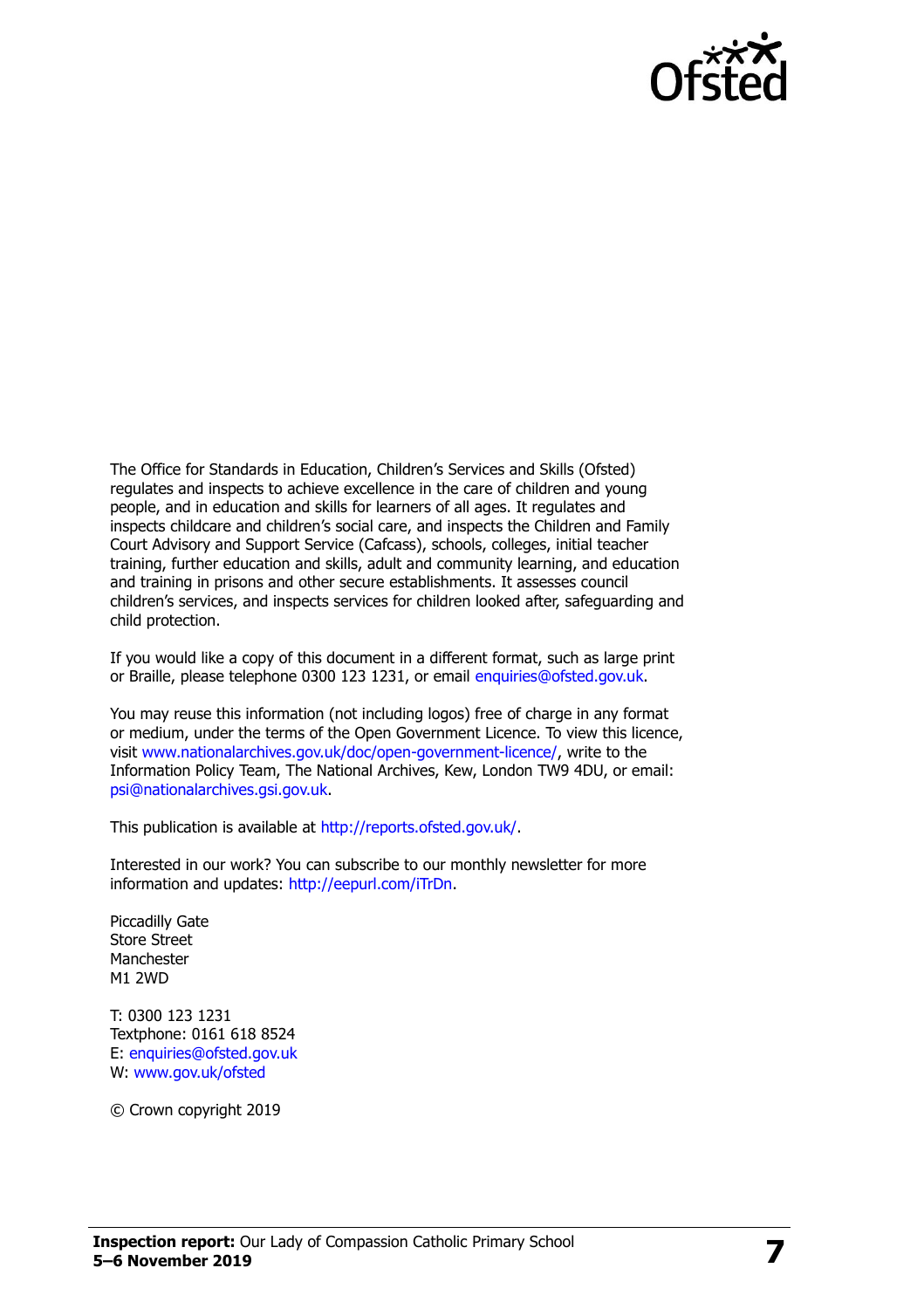The Office for Standards in Education, Children's Services and Skills (Ofsted) regulates and inspects to achieve excellence in the care of children and young people, and in education and skills for learners of all ages. It regulates and inspects childcare and children's social care, and inspects the Children and Family Court Advisory and Support Service (Cafcass), schools, colleges, initial teacher training, further education and skills, adult and community learning, and education and training in prisons and other secure establishments. It assesses council children's services, and inspects services for children looked after, safeguarding and child protection.

If you would like a copy of this document in a different format, such as large print or Braille, please telephone 0300 123 1231, or email enquiries@ofsted.gov.uk.

You may reuse this information (not including logos) free of charge in any format or medium, under the terms of the Open Government Licence. To view this licence, visit www.nationalarchives.gov.uk/doc/open-government-licence/, write to the Information Policy Team, The National Archives, Kew, London TW9 4DU, or email: psi@nationalarchives.gsi.gov.uk.

This publication is available at http://reports.ofsted.gov.uk/.

Interested in our work? You can subscribe to our monthly newsletter for more information and updates: http://eepurl.com/iTrDn.

Piccadilly Gate
Store Street
Manchester
M1 2WD

T: 0300 123 1231
Textphone: 0161 618 8524
E: enquiries@ofsted.gov.uk
W: www.gov.uk/ofsted

© Crown copyright 2019